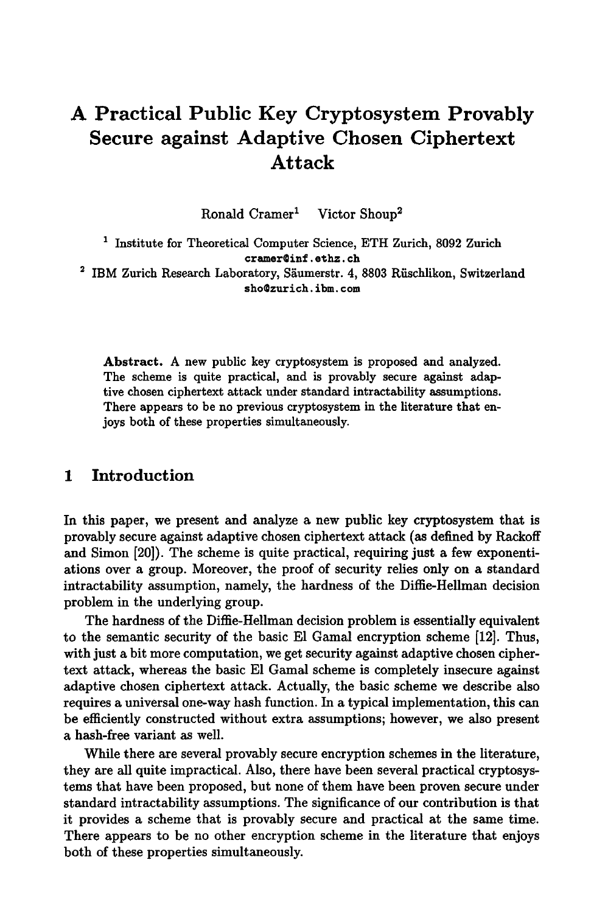# A Practical Public Key Cryptosystem Provably Secure against Adaptive Chosen Ciphertext Attack

Ronald Cramer[1] Victor Shoup[2]

[1] Institute for Theoretical Computer Science, ETH Zurich, 8092 Zurich
cramer@inf.ethz.ch

[2] IBM Zurich Research Laboratory, Säumerstr. 4, 8803 Rüschlikon, Switzerland
sho@zurich.ibm.com

**Abstract.** A new public key cryptosystem is proposed and analyzed. The scheme is quite practical, and is provably secure against adaptive chosen ciphertext attack under standard intractability assumptions. There appears to be no previous cryptosystem in the literature that enjoys both of these properties simultaneously.

## 1 Introduction

In this paper, we present and analyze a new public key cryptosystem that is provably secure against adaptive chosen ciphertext attack (as defined by Rackoff and Simon [20]). The scheme is quite practical, requiring just a few exponentiations over a group. Moreover, the proof of security relies only on a standard intractability assumption, namely, the hardness of the Diffie-Hellman decision problem in the underlying group.

The hardness of the Diffie-Hellman decision problem is essentially equivalent to the semantic security of the basic El Gamal encryption scheme [12]. Thus, with just a bit more computation, we get security against adaptive chosen ciphertext attack, whereas the basic El Gamal scheme is completely insecure against adaptive chosen ciphertext attack. Actually, the basic scheme we describe also requires a universal one-way hash function. In a typical implementation, this can be efficiently constructed without extra assumptions; however, we also present a hash-free variant as well.

While there are several provably secure encryption schemes in the literature, they are all quite impractical. Also, there have been several practical cryptosystems that have been proposed, but none of them have been proven secure under standard intractability assumptions. The significance of our contribution is that it provides a scheme that is provably secure and practical at the same time. There appears to be no other encryption scheme in the literature that enjoys both of these properties simultaneously.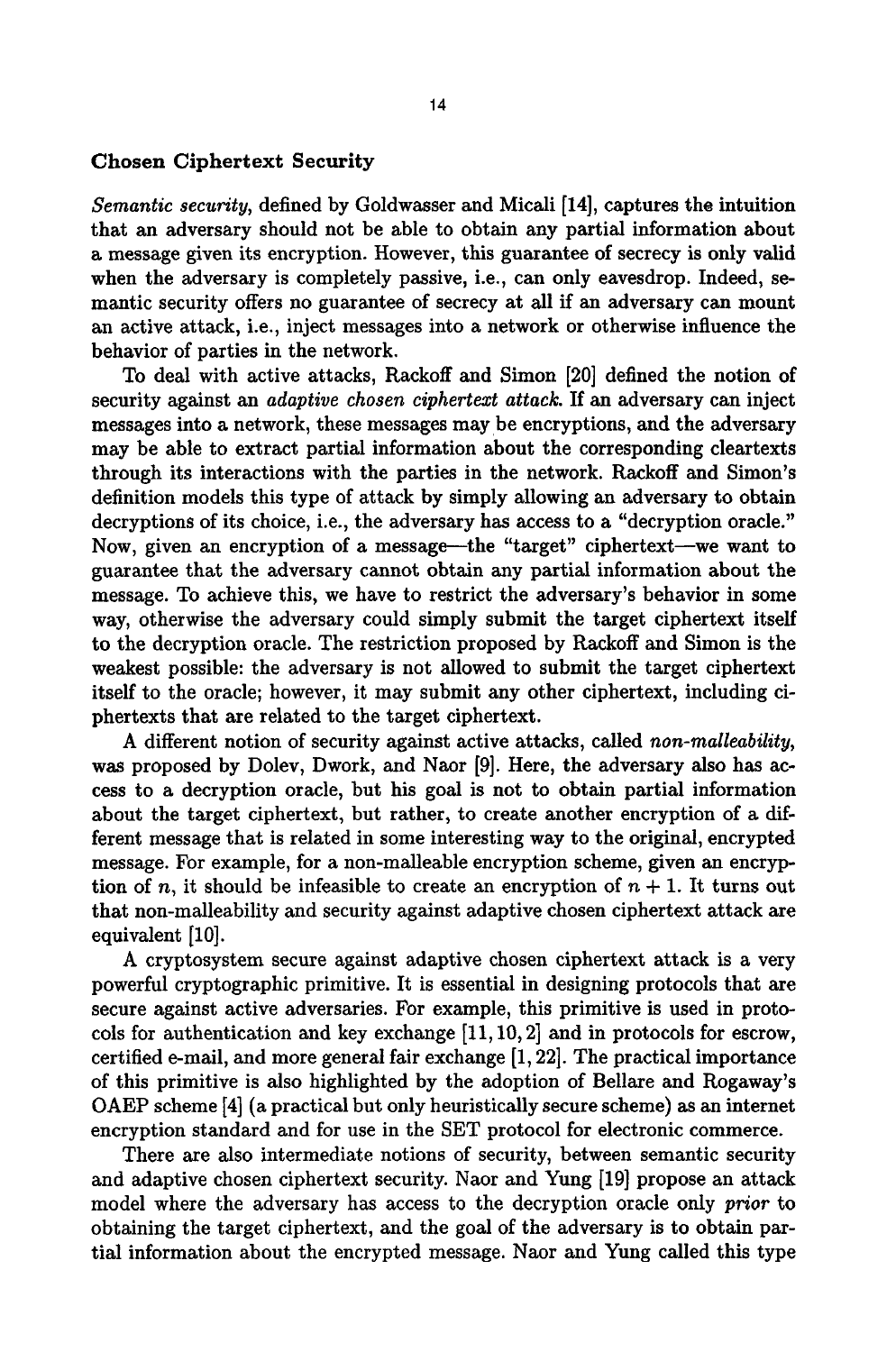### Chosen Ciphertext Security

*Semantic security*, defined by Goldwasser and Micali [14], captures the intuition that an adversary should not be able to obtain any partial information about a message given its encryption. However, this guarantee of secrecy is only valid when the adversary is completely passive, i.e., can only eavesdrop. Indeed, semantic security offers no guarantee of secrecy at all if an adversary can mount an active attack, i.e., inject messages into a network or otherwise influence the behavior of parties in the network.

To deal with active attacks, Rackoff and Simon [20] defined the notion of security against an *adaptive chosen ciphertext attack*. If an adversary can inject messages into a network, these messages may be encryptions, and the adversary may be able to extract partial information about the corresponding cleartexts through its interactions with the parties in the network. Rackoff and Simon's definition models this type of attack by simply allowing an adversary to obtain decryptions of its choice, i.e., the adversary has access to a "decryption oracle." Now, given an encryption of a message—the "target" ciphertext—we want to guarantee that the adversary cannot obtain any partial information about the message. To achieve this, we have to restrict the adversary's behavior in some way, otherwise the adversary could simply submit the target ciphertext itself to the decryption oracle. The restriction proposed by Rackoff and Simon is the weakest possible: the adversary is not allowed to submit the target ciphertext itself to the oracle; however, it may submit any other ciphertext, including ciphertexts that are related to the target ciphertext.

A different notion of security against active attacks, called *non-malleability*, was proposed by Dolev, Dwork, and Naor [9]. Here, the adversary also has access to a decryption oracle, but his goal is not to obtain partial information about the target ciphertext, but rather, to create another encryption of a different message that is related in some interesting way to the original, encrypted message. For example, for a non-malleable encryption scheme, given an encryption of $n$, it should be infeasible to create an encryption of $n + 1$. It turns out that non-malleability and security against adaptive chosen ciphertext attack are equivalent [10].

A cryptosystem secure against adaptive chosen ciphertext attack is a very powerful cryptographic primitive. It is essential in designing protocols that are secure against active adversaries. For example, this primitive is used in protocols for authentication and key exchange [11, 10, 2] and in protocols for escrow, certified e-mail, and more general fair exchange [1, 22]. The practical importance of this primitive is also highlighted by the adoption of Bellare and Rogaway's OAEP scheme [4] (a practical but only heuristically secure scheme) as an internet encryption standard and for use in the SET protocol for electronic commerce.

There are also intermediate notions of security, between semantic security and adaptive chosen ciphertext security. Naor and Yung [19] propose an attack model where the adversary has access to the decryption oracle only *prior* to obtaining the target ciphertext, and the goal of the adversary is to obtain partial information about the encrypted message. Naor and Yung called this type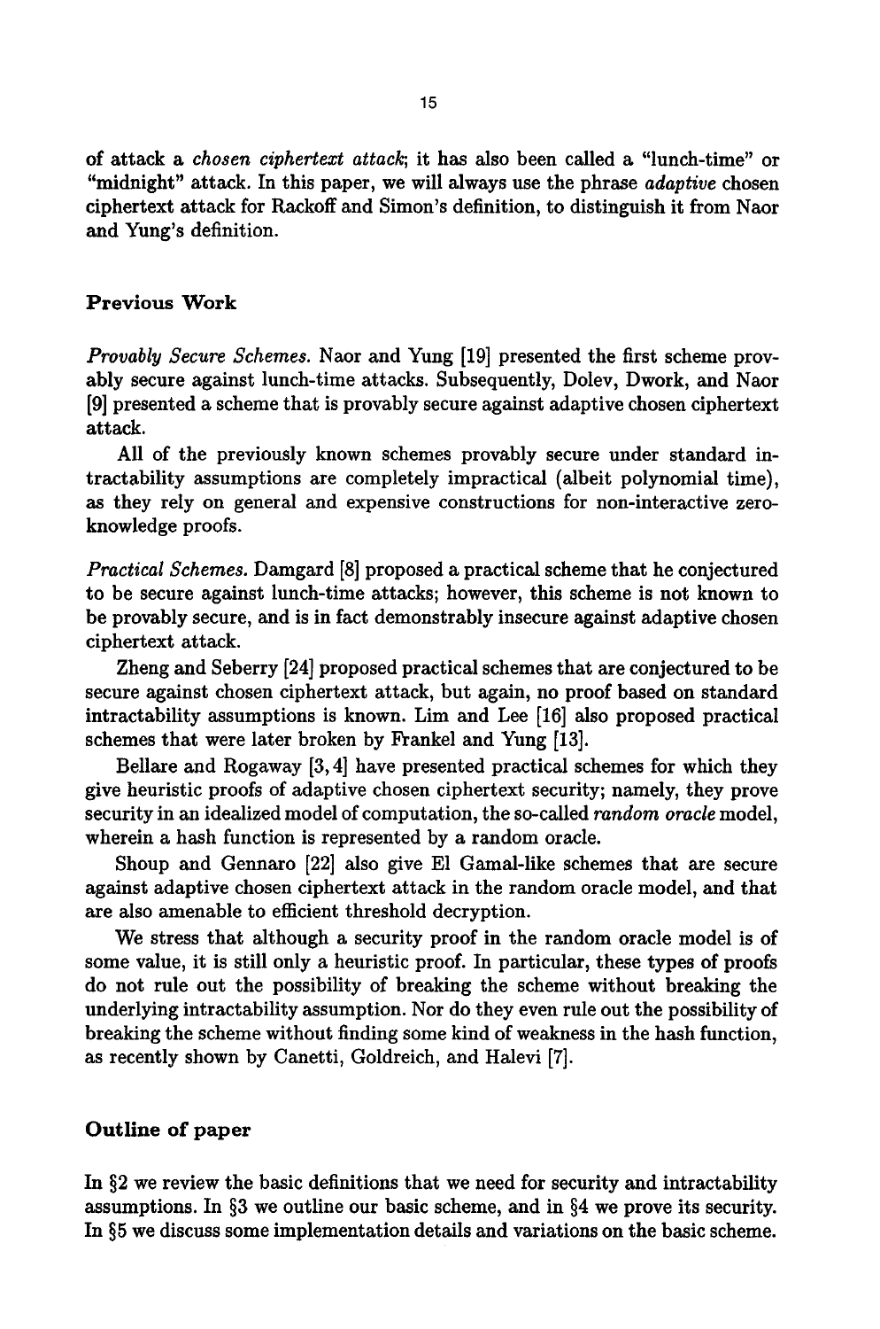of attack a *chosen ciphertext attack*; it has also been called a "lunch-time" or "midnight" attack. In this paper, we will always use the phrase *adaptive* chosen ciphertext attack for Rackoff and Simon's definition, to distinguish it from Naor and Yung's definition.

### Previous Work

*Provably Secure Schemes.* Naor and Yung [19] presented the first scheme provably secure against lunch-time attacks. Subsequently, Dolev, Dwork, and Naor [9] presented a scheme that is provably secure against adaptive chosen ciphertext attack.

All of the previously known schemes provably secure under standard intractability assumptions are completely impractical (albeit polynomial time), as they rely on general and expensive constructions for non-interactive zero-knowledge proofs.

*Practical Schemes.* Damgard [8] proposed a practical scheme that he conjectured to be secure against lunch-time attacks; however, this scheme is not known to be provably secure, and is in fact demonstrably insecure against adaptive chosen ciphertext attack.

Zheng and Seberry [24] proposed practical schemes that are conjectured to be secure against chosen ciphertext attack, but again, no proof based on standard intractability assumptions is known. Lim and Lee [16] also proposed practical schemes that were later broken by Frankel and Yung [13].

Bellare and Rogaway [3, 4] have presented practical schemes for which they give heuristic proofs of adaptive chosen ciphertext security; namely, they prove security in an idealized model of computation, the so-called *random oracle* model, wherein a hash function is represented by a random oracle.

Shoup and Gennaro [22] also give El Gamal-like schemes that are secure against adaptive chosen ciphertext attack in the random oracle model, and that are also amenable to efficient threshold decryption.

We stress that although a security proof in the random oracle model is of some value, it is still only a heuristic proof. In particular, these types of proofs do not rule out the possibility of breaking the scheme without breaking the underlying intractability assumption. Nor do they even rule out the possibility of breaking the scheme without finding some kind of weakness in the hash function, as recently shown by Canetti, Goldreich, and Halevi [7].

### Outline of paper

In §2 we review the basic definitions that we need for security and intractability assumptions. In §3 we outline our basic scheme, and in §4 we prove its security. In §5 we discuss some implementation details and variations on the basic scheme.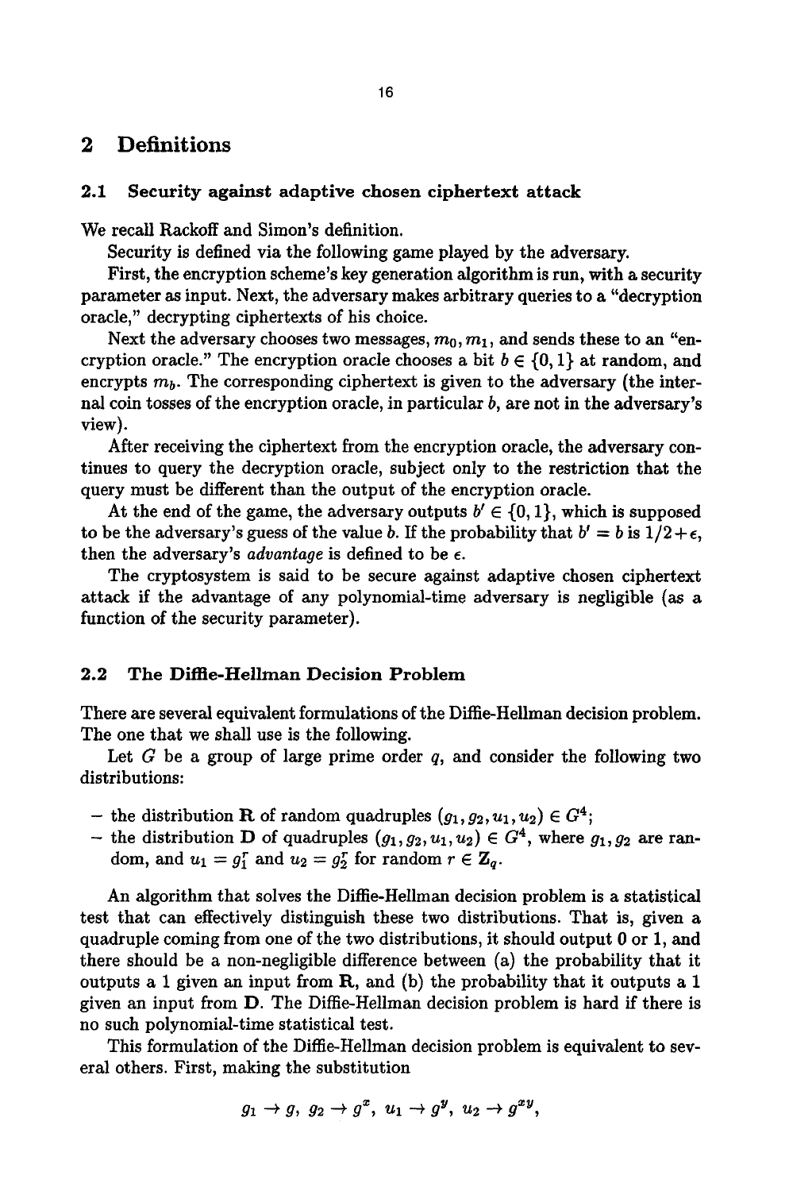## 2 Definitions

### 2.1 Security against adaptive chosen ciphertext attack

We recall Rackoff and Simon's definition.

Security is defined via the following game played by the adversary.

First, the encryption scheme's key generation algorithm is run, with a security parameter as input. Next, the adversary makes arbitrary queries to a "decryption oracle," decrypting ciphertexts of his choice.

Next the adversary chooses two messages, $m_0, m_1$, and sends these to an "encryption oracle." The encryption oracle chooses a bit $b \in \{0, 1\}$ at random, and encrypts $m_b$. The corresponding ciphertext is given to the adversary (the internal coin tosses of the encryption oracle, in particular $b$, are not in the adversary's view).

After receiving the ciphertext from the encryption oracle, the adversary continues to query the decryption oracle, subject only to the restriction that the query must be different than the output of the encryption oracle.

At the end of the game, the adversary outputs $b' \in \{0, 1\}$, which is supposed to be the adversary's guess of the value $b$. If the probability that $b' = b$ is $1/2 + \epsilon$, then the adversary's *advantage* is defined to be $\epsilon$.

The cryptosystem is said to be secure against adaptive chosen ciphertext attack if the advantage of any polynomial-time adversary is negligible (as a function of the security parameter).

### 2.2 The Diffie-Hellman Decision Problem

There are several equivalent formulations of the Diffie-Hellman decision problem. The one that we shall use is the following.

Let $G$ be a group of large prime order $q$, and consider the following two distributions:

- the distribution **R** of random quadruples $(g_1, g_2, u_1, u_2) \in G^4$;
- the distribution **D** of quadruples $(g_1, g_2, u_1, u_2) \in G^4$, where $g_1, g_2$ are random, and $u_1 = g_1^r$ and $u_2 = g_2^r$ for random $r \in \mathbf{Z}_q$.

An algorithm that solves the Diffie-Hellman decision problem is a statistical test that can effectively distinguish these two distributions. That is, given a quadruple coming from one of the two distributions, it should output 0 or 1, and there should be a non-negligible difference between (a) the probability that it outputs a 1 given an input from **R**, and (b) the probability that it outputs a 1 given an input from **D**. The Diffie-Hellman decision problem is hard if there is no such polynomial-time statistical test.

This formulation of the Diffie-Hellman decision problem is equivalent to several others. First, making the substitution

$$g_1 \to g,\ g_2 \to g^x,\ u_1 \to g^y,\ u_2 \to g^{xy},$$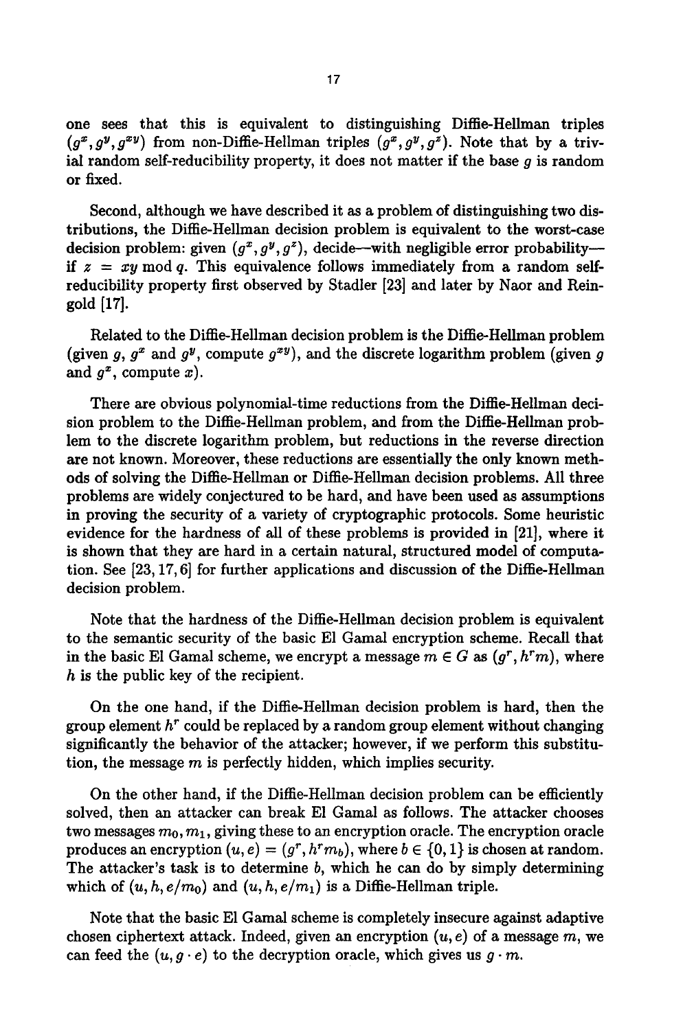one sees that this is equivalent to distinguishing Diffie-Hellman triples $(g^x, g^y, g^{xy})$ from non-Diffie-Hellman triples $(g^x, g^y, g^z)$. Note that by a trivial random self-reducibility property, it does not matter if the base $g$ is random or fixed.

Second, although we have described it as a problem of distinguishing two distributions, the Diffie-Hellman decision problem is equivalent to the worst-case decision problem: given $(g^x, g^y, g^z)$, decide—with negligible error probability—if $z = xy \bmod q$. This equivalence follows immediately from a random self-reducibility property first observed by Stadler [23] and later by Naor and Reingold [17].

Related to the Diffie-Hellman decision problem is the Diffie-Hellman problem (given $g$, $g^x$ and $g^y$, compute $g^{xy}$), and the discrete logarithm problem (given $g$ and $g^x$, compute $x$).

There are obvious polynomial-time reductions from the Diffie-Hellman decision problem to the Diffie-Hellman problem, and from the Diffie-Hellman problem to the discrete logarithm problem, but reductions in the reverse direction are not known. Moreover, these reductions are essentially the only known methods of solving the Diffie-Hellman or Diffie-Hellman decision problems. All three problems are widely conjectured to be hard, and have been used as assumptions in proving the security of a variety of cryptographic protocols. Some heuristic evidence for the hardness of all of these problems is provided in [21], where it is shown that they are hard in a certain natural, structured model of computation. See [23, 17, 6] for further applications and discussion of the Diffie-Hellman decision problem.

Note that the hardness of the Diffie-Hellman decision problem is equivalent to the semantic security of the basic El Gamal encryption scheme. Recall that in the basic El Gamal scheme, we encrypt a message $m \in G$ as $(g^r, h^r m)$, where $h$ is the public key of the recipient.

On the one hand, if the Diffie-Hellman decision problem is hard, then the group element $h^r$ could be replaced by a random group element without changing significantly the behavior of the attacker; however, if we perform this substitution, the message $m$ is perfectly hidden, which implies security.

On the other hand, if the Diffie-Hellman decision problem can be efficiently solved, then an attacker can break El Gamal as follows. The attacker chooses two messages $m_0, m_1$, giving these to an encryption oracle. The encryption oracle produces an encryption $(u, e) = (g^r, h^r m_b)$, where $b \in \{0, 1\}$ is chosen at random. The attacker's task is to determine $b$, which he can do by simply determining which of $(u, h, e/m_0)$ and $(u, h, e/m_1)$ is a Diffie-Hellman triple.

Note that the basic El Gamal scheme is completely insecure against adaptive chosen ciphertext attack. Indeed, given an encryption $(u, e)$ of a message $m$, we can feed the $(u, g \cdot e)$ to the decryption oracle, which gives us $g \cdot m$.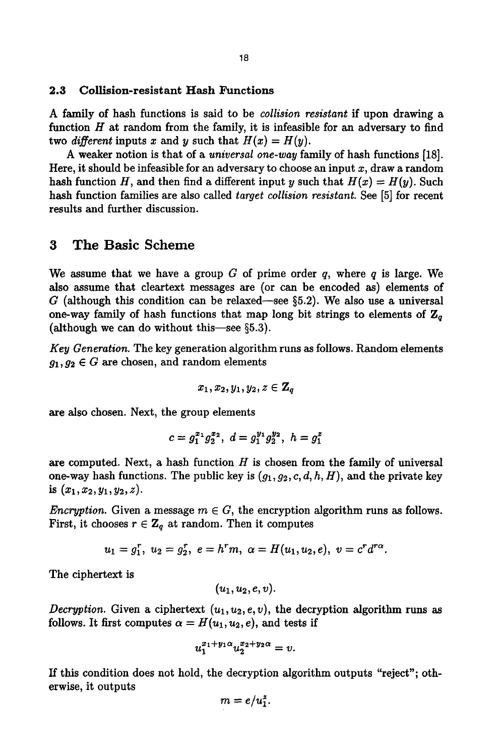### 2.3 Collision-resistant Hash Functions

A family of hash functions is said to be *collision resistant* if upon drawing a function $H$ at random from the family, it is infeasible for an adversary to find two *different* inputs $x$ and $y$ such that $H(x) = H(y)$.

A weaker notion is that of a *universal one-way* family of hash functions [18]. Here, it should be infeasible for an adversary to choose an input $x$, draw a random hash function $H$, and then find a different input $y$ such that $H(x) = H(y)$. Such hash function families are also called *target collision resistant.* See [5] for recent results and further discussion.

## 3 The Basic Scheme

We assume that we have a group $G$ of prime order $q$, where $q$ is large. We also assume that cleartext messages are (or can be encoded as) elements of $G$ (although this condition can be relaxed—see §5.2). We also use a universal one-way family of hash functions that map long bit strings to elements of $\mathbf{Z}_q$ (although we can do without this—see §5.3).

*Key Generation.* The key generation algorithm runs as follows. Random elements $g_1, g_2 \in G$ are chosen, and random elements

$$x_1, x_2, y_1, y_2, z \in \mathbf{Z}_q$$

are also chosen. Next, the group elements

$$c = g_1^{x_1} g_2^{x_2}, \; d = g_1^{y_1} g_2^{y_2}, \; h = g_1^{z}$$

are computed. Next, a hash function $H$ is chosen from the family of universal one-way hash functions. The public key is $(g_1, g_2, c, d, h, H)$, and the private key is $(x_1, x_2, y_1, y_2, z)$.

*Encryption.* Given a message $m \in G$, the encryption algorithm runs as follows. First, it chooses $r \in \mathbf{Z}_q$ at random. Then it computes

$$u_1 = g_1^r, \; u_2 = g_2^r, \; e = h^r m, \; \alpha = H(u_1, u_2, e), \; v = c^r d^{r\alpha}.$$

The ciphertext is

$$(u_1, u_2, e, v).$$

*Decryption.* Given a ciphertext $(u_1, u_2, e, v)$, the decryption algorithm runs as follows. It first computes $\alpha = H(u_1, u_2, e)$, and tests if

$$u_1^{x_1 + y_1 \alpha} u_2^{x_2 + y_2 \alpha} = v.$$

If this condition does not hold, the decryption algorithm outputs "reject"; otherwise, it outputs

$$m = e / u_1^z.$$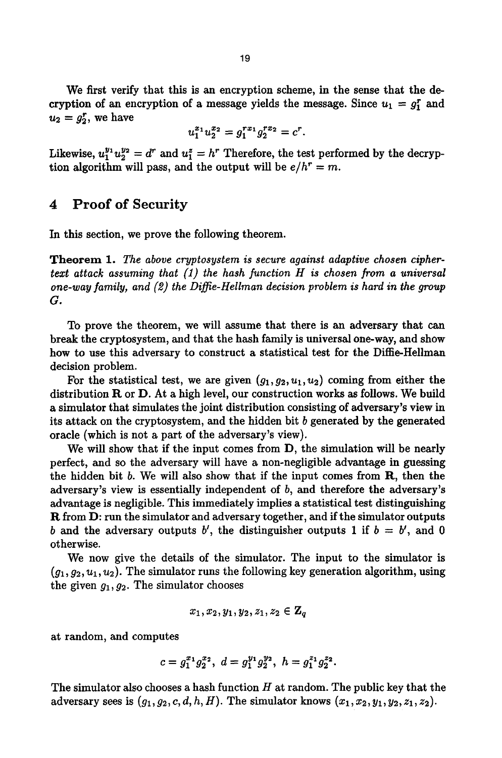We first verify that this is an encryption scheme, in the sense that the decryption of an encryption of a message yields the message. Since $u_1 = g_1^r$ and $u_2 = g_2^r$, we have

$$u_1^{x_1} u_2^{x_2} = g_1^{rx_1} g_2^{rx_2} = c^r.$$

Likewise, $u_1^{y_1} u_2^{y_2} = d^r$ and $u_1^z = h^r$ Therefore, the test performed by the decryption algorithm will pass, and the output will be $e/h^r = m$.

## 4 Proof of Security

In this section, we prove the following theorem.

**Theorem 1.** *The above cryptosystem is secure against adaptive chosen ciphertext attack assuming that (1) the hash function $H$ is chosen from a universal one-way family, and (2) the Diffie-Hellman decision problem is hard in the group $G$.*

To prove the theorem, we will assume that there is an adversary that can break the cryptosystem, and that the hash family is universal one-way, and show how to use this adversary to construct a statistical test for the Diffie-Hellman decision problem.

For the statistical test, we are given $(g_1, g_2, u_1, u_2)$ coming from either the distribution $\mathbf{R}$ or $\mathbf{D}$. At a high level, our construction works as follows. We build a simulator that simulates the joint distribution consisting of adversary's view in its attack on the cryptosystem, and the hidden bit $b$ generated by the generated oracle (which is not a part of the adversary's view).

We will show that if the input comes from $\mathbf{D}$, the simulation will be nearly perfect, and so the adversary will have a non-negligible advantage in guessing the hidden bit $b$. We will also show that if the input comes from $\mathbf{R}$, then the adversary's view is essentially independent of $b$, and therefore the adversary's advantage is negligible. This immediately implies a statistical test distinguishing $\mathbf{R}$ from $\mathbf{D}$: run the simulator and adversary together, and if the simulator outputs $b$ and the adversary outputs $b'$, the distinguisher outputs 1 if $b = b'$, and 0 otherwise.

We now give the details of the simulator. The input to the simulator is $(g_1, g_2, u_1, u_2)$. The simulator runs the following key generation algorithm, using the given $g_1, g_2$. The simulator chooses

$$x_1, x_2, y_1, y_2, z_1, z_2 \in \mathbf{Z}_q$$

at random, and computes

$$c = g_1^{x_1} g_2^{x_2}, \; d = g_1^{y_1} g_2^{y_2}, \; h = g_1^{z_1} g_2^{z_2}.$$

The simulator also chooses a hash function $H$ at random. The public key that the adversary sees is $(g_1, g_2, c, d, h, H)$. The simulator knows $(x_1, x_2, y_1, y_2, z_1, z_2)$.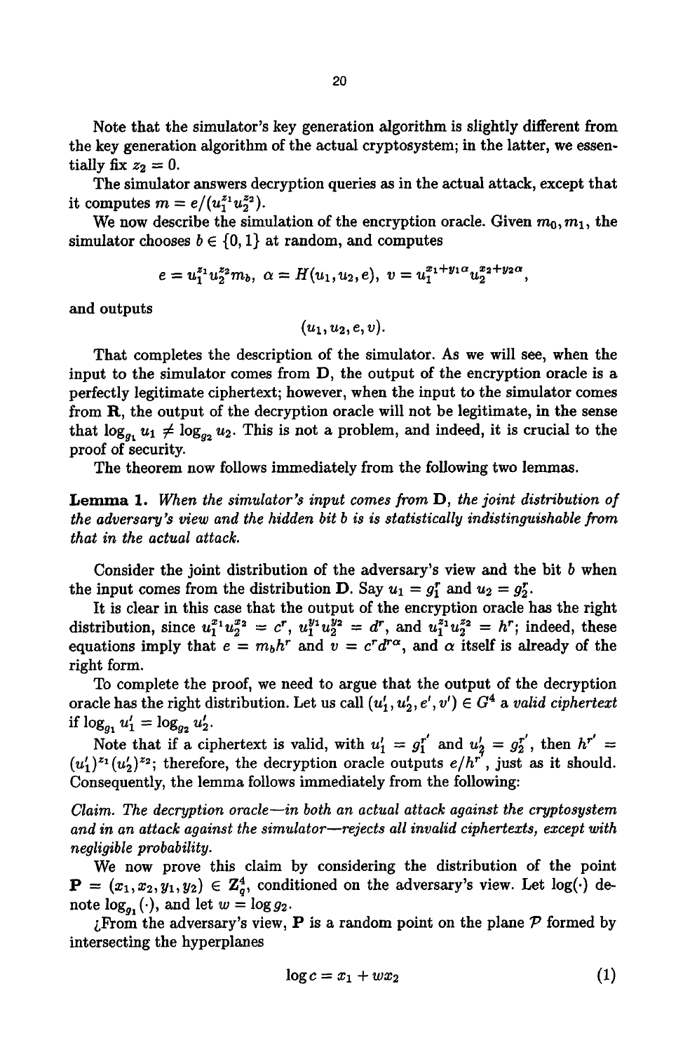Note that the simulator's key generation algorithm is slightly different from the key generation algorithm of the actual cryptosystem; in the latter, we essentially fix $z_2 = 0$.

The simulator answers decryption queries as in the actual attack, except that it computes $m = e/(u_1^{z_1} u_2^{z_2})$.

We now describe the simulation of the encryption oracle. Given $m_0, m_1$, the simulator chooses $b \in \{0, 1\}$ at random, and computes

$$e = u_1^{z_1} u_2^{z_2} m_b, \ \alpha = H(u_1, u_2, e), \ v = u_1^{x_1 + y_1 \alpha} u_2^{x_2 + y_2 \alpha},$$

and outputs

$$(u_1, u_2, e, v).$$

That completes the description of the simulator. As we will see, when the input to the simulator comes from **D**, the output of the encryption oracle is a perfectly legitimate ciphertext; however, when the input to the simulator comes from **R**, the output of the decryption oracle will not be legitimate, in the sense that $\log_{g_1} u_1 \neq \log_{g_2} u_2$. This is not a problem, and indeed, it is crucial to the proof of security.

The theorem now follows immediately from the following two lemmas.

**Lemma 1.** *When the simulator's input comes from* **D**, *the joint distribution of the adversary's view and the hidden bit b is is statistically indistinguishable from that in the actual attack.*

Consider the joint distribution of the adversary's view and the bit $b$ when the input comes from the distribution **D**. Say $u_1 = g_1^r$ and $u_2 = g_2^r$.

It is clear in this case that the output of the encryption oracle has the right distribution, since $u_1^{x_1} u_2^{x_2} = c^r$, $u_1^{y_1} u_2^{y_2} = d^r$, and $u_1^{z_1} u_2^{z_2} = h^r$; indeed, these equations imply that $e = m_b h^r$ and $v = c^r d^{r\alpha}$, and $\alpha$ itself is already of the right form.

To complete the proof, we need to argue that the output of the decryption oracle has the right distribution. Let us call $(u_1', u_2', e', v') \in G^4$ a *valid ciphertext* if $\log_{g_1} u_1' = \log_{g_2} u_2'$.

Note that if a ciphertext is valid, with $u_1' = g_1^{r'}$ and $u_2' = g_2^{r'}$, then $h^{r'} = (u_1')^{z_1} (u_2')^{z_2}$; therefore, the decryption oracle outputs $e/h^{r'}$, just as it should. Consequently, the lemma follows immediately from the following:

*Claim. The decryption oracle—in both an actual attack against the cryptosystem and in an attack against the simulator—rejects all invalid ciphertexts, except with negligible probability.*

We now prove this claim by considering the distribution of the point $\mathbf{P} = (x_1, x_2, y_1, y_2) \in \mathbf{Z}_q^4$, conditioned on the adversary's view. Let $\log(\cdot)$ denote $\log_{g_1}(\cdot)$, and let $w = \log g_2$.

¿From the adversary's view, **P** is a random point on the plane $\mathcal{P}$ formed by intersecting the hyperplanes

$$\log c = x_1 + w x_2 \tag{1}$$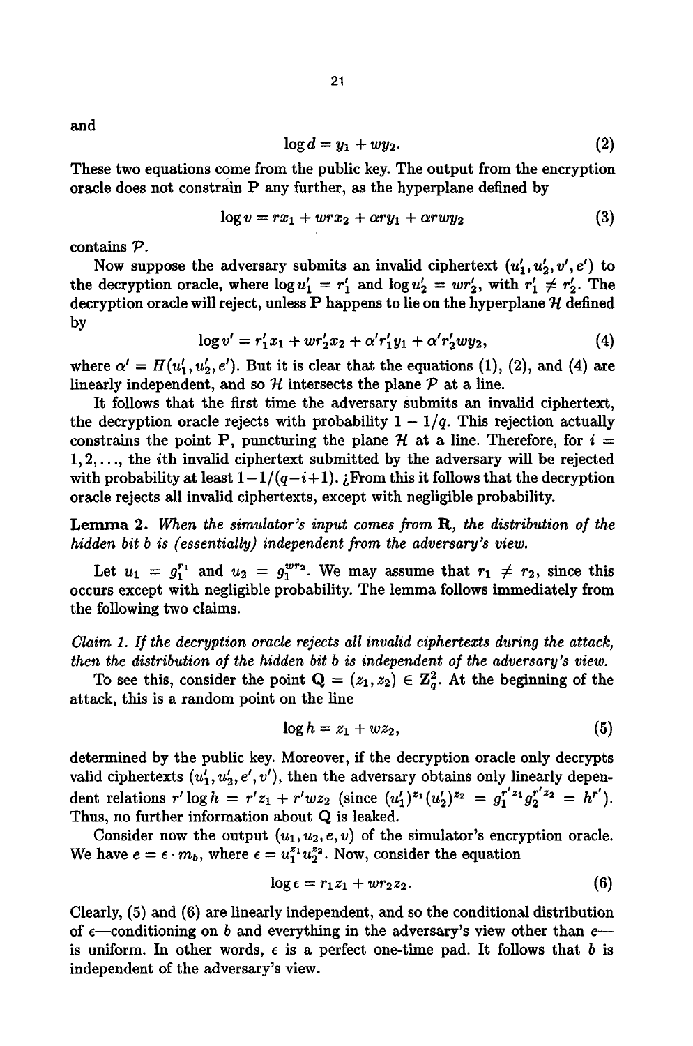and

$$\log d = y_1 + wy_2. \tag{2}$$

These two equations come from the public key. The output from the encryption oracle does not constrain $\mathbf{P}$ any further, as the hyperplane defined by

$$\log v = rx_1 + wrx_2 + \alpha ry_1 + \alpha rwy_2 \tag{3}$$

contains $\mathcal{P}$.

Now suppose the adversary submits an invalid ciphertext $(u_1', u_2', v', e')$ to the decryption oracle, where $\log u_1' = r_1'$ and $\log u_2' = wr_2'$, with $r_1' \neq r_2'$. The decryption oracle will reject, unless $\mathbf{P}$ happens to lie on the hyperplane $\mathcal{H}$ defined by

$$\log v' = r_1'x_1 + wr_2'x_2 + \alpha' r_1' y_1 + \alpha' r_2' wy_2, \tag{4}$$

where $\alpha' = H(u_1', u_2', e')$. But it is clear that the equations (1), (2), and (4) are linearly independent, and so $\mathcal{H}$ intersects the plane $\mathcal{P}$ at a line.

It follows that the first time the adversary submits an invalid ciphertext, the decryption oracle rejects with probability $1 - 1/q$. This rejection actually constrains the point $\mathbf{P}$, puncturing the plane $\mathcal{H}$ at a line. Therefore, for $i = 1, 2, \ldots$, the $i$th invalid ciphertext submitted by the adversary will be rejected with probability at least $1 - 1/(q-i+1)$. ¿From this it follows that the decryption oracle rejects all invalid ciphertexts, except with negligible probability.

**Lemma 2.** *When the simulator's input comes from* $\mathbf{R}$*, the distribution of the hidden bit* $b$ *is (essentially) independent from the adversary's view.*

Let $u_1 = g_1^{r_1}$ and $u_2 = g_1^{wr_2}$. We may assume that $r_1 \neq r_2$, since this occurs except with negligible probability. The lemma follows immediately from the following two claims.

*Claim 1. If the decryption oracle rejects all invalid ciphertexts during the attack, then the distribution of the hidden bit* $b$ *is independent of the adversary's view.*

To see this, consider the point $\mathbf{Q} = (z_1, z_2) \in \mathbf{Z}_q^2$. At the beginning of the attack, this is a random point on the line

$$\log h = z_1 + wz_2, \tag{5}$$

determined by the public key. Moreover, if the decryption oracle only decrypts valid ciphertexts $(u_1', u_2', e', v')$, then the adversary obtains only linearly dependent relations $r' \log h = r'z_1 + r'wz_2$ (since $(u_1')^{z_1}(u_2')^{z_2} = g_1^{r'z_1} g_2^{r'z_2} = h^{r'}$). Thus, no further information about $\mathbf{Q}$ is leaked.

Consider now the output $(u_1, u_2, e, v)$ of the simulator's encryption oracle. We have $e = \epsilon \cdot m_b$, where $\epsilon = u_1^{z_1} u_2^{z_2}$. Now, consider the equation

$$\log \epsilon = r_1 z_1 + wr_2 z_2. \tag{6}$$

Clearly, (5) and (6) are linearly independent, and so the conditional distribution of $\epsilon$—conditioning on $b$ and everything in the adversary's view other than $e$—is uniform. In other words, $\epsilon$ is a perfect one-time pad. It follows that $b$ is independent of the adversary's view.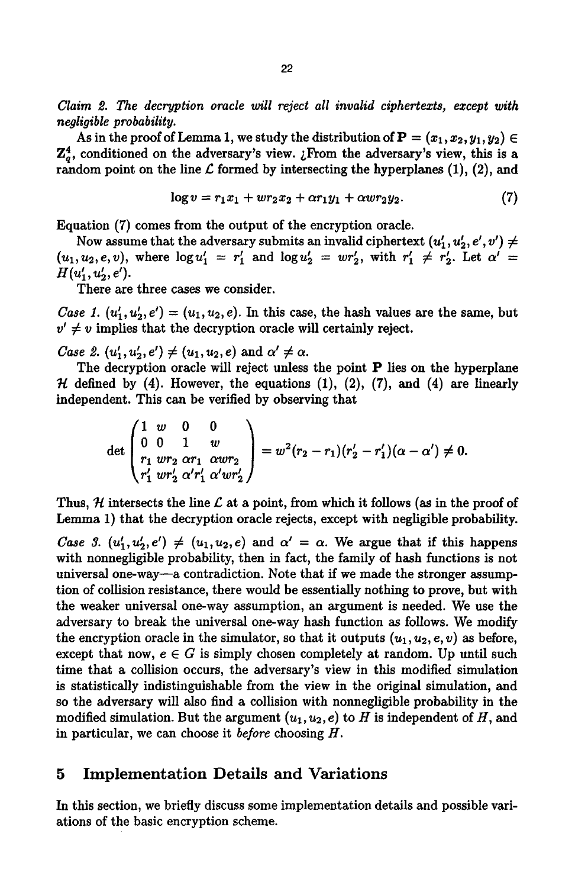*Claim 2. The decryption oracle will reject all invalid ciphertexts, except with negligible probability.*

As in the proof of Lemma 1, we study the distribution of $\mathbf{P} = (x_1, x_2, y_1, y_2) \in \mathbf{Z}_q^4$, conditioned on the adversary's view. ¿From the adversary's view, this is a random point on the line $\mathcal{L}$ formed by intersecting the hyperplanes (1), (2), and

$$\log v = r_1 x_1 + w r_2 x_2 + \alpha r_1 y_1 + \alpha w r_2 y_2. \tag{7}$$

Equation (7) comes from the output of the encryption oracle.

Now assume that the adversary submits an invalid ciphertext $(u_1', u_2', e', v') \neq (u_1, u_2, e, v)$, where $\log u_1' = r_1'$ and $\log u_2' = w r_2'$, with $r_1' \neq r_2'$. Let $\alpha' = H(u_1', u_2', e')$.

There are three cases we consider.

*Case 1.* $(u_1', u_2', e') = (u_1, u_2, e)$. In this case, the hash values are the same, but $v' \neq v$ implies that the decryption oracle will certainly reject.

*Case 2.* $(u_1', u_2', e') \neq (u_1, u_2, e)$ and $\alpha' \neq \alpha$.

The decryption oracle will reject unless the point $\mathbf{P}$ lies on the hyperplane $\mathcal{H}$ defined by (4). However, the equations (1), (2), (7), and (4) are linearly independent. This can be verified by observing that

$$\det \begin{pmatrix} 1 & w & 0 & 0 \\ 0 & 0 & 1 & w \\ r_1 & w r_2 & \alpha r_1 & \alpha w r_2 \\ r_1' & w r_2' & \alpha' r_1' & \alpha' w r_2' \end{pmatrix} = w^2 (r_2 - r_1)(r_2' - r_1')(\alpha - \alpha') \neq 0.$$

Thus, $\mathcal{H}$ intersects the line $\mathcal{L}$ at a point, from which it follows (as in the proof of Lemma 1) that the decryption oracle rejects, except with negligible probability.

*Case 3.* $(u_1', u_2', e') \neq (u_1, u_2, e)$ and $\alpha' = \alpha$. We argue that if this happens with nonnegligible probability, then in fact, the family of hash functions is not universal one-way—a contradiction. Note that if we made the stronger assumption of collision resistance, there would be essentially nothing to prove, but with the weaker universal one-way assumption, an argument is needed. We use the adversary to break the universal one-way hash function as follows. We modify the encryption oracle in the simulator, so that it outputs $(u_1, u_2, e, v)$ as before, except that now, $e \in G$ is simply chosen completely at random. Up until such time that a collision occurs, the adversary's view in this modified simulation is statistically indistinguishable from the view in the original simulation, and so the adversary will also find a collision with nonnegligible probability in the modified simulation. But the argument $(u_1, u_2, e)$ to $H$ is independent of $H$, and in particular, we can choose it *before* choosing $H$.

## 5 Implementation Details and Variations

In this section, we briefly discuss some implementation details and possible variations of the basic encryption scheme.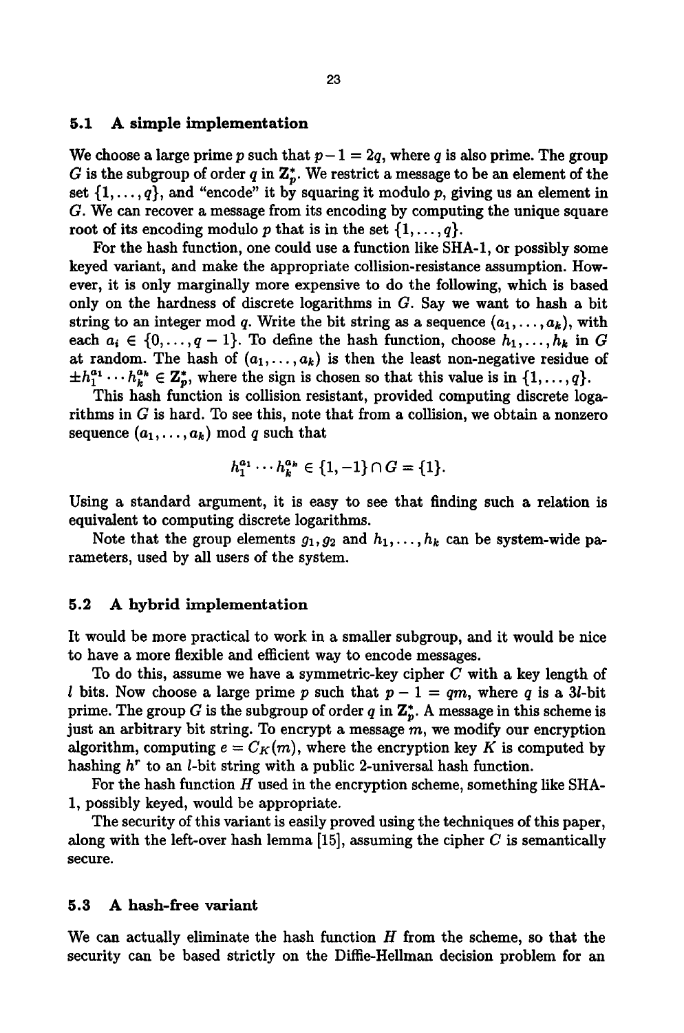### 5.1 A simple implementation

We choose a large prime $p$ such that $p-1 = 2q$, where $q$ is also prime. The group $G$ is the subgroup of order $q$ in $\mathbf{Z}_p^*$. We restrict a message to be an element of the set $\{1, \ldots, q\}$, and "encode" it by squaring it modulo $p$, giving us an element in $G$. We can recover a message from its encoding by computing the unique square root of its encoding modulo $p$ that is in the set $\{1, \ldots, q\}$.

For the hash function, one could use a function like SHA-1, or possibly some keyed variant, and make the appropriate collision-resistance assumption. However, it is only marginally more expensive to do the following, which is based only on the hardness of discrete logarithms in $G$. Say we want to hash a bit string to an integer mod $q$. Write the bit string as a sequence $(a_1, \ldots, a_k)$, with each $a_i \in \{0, \ldots, q-1\}$. To define the hash function, choose $h_1, \ldots, h_k$ in $G$ at random. The hash of $(a_1, \ldots, a_k)$ is then the least non-negative residue of $\pm h_1^{a_1} \cdots h_k^{a_k} \in \mathbf{Z}_p^*$, where the sign is chosen so that this value is in $\{1, \ldots, q\}$.

This hash function is collision resistant, provided computing discrete logarithms in $G$ is hard. To see this, note that from a collision, we obtain a nonzero sequence $(a_1, \ldots, a_k) \bmod q$ such that

$$h_1^{a_1} \cdots h_k^{a_k} \in \{1, -1\} \cap G = \{1\}.$$

Using a standard argument, it is easy to see that finding such a relation is equivalent to computing discrete logarithms.

Note that the group elements $g_1, g_2$ and $h_1, \ldots, h_k$ can be system-wide parameters, used by all users of the system.

### 5.2 A hybrid implementation

It would be more practical to work in a smaller subgroup, and it would be nice to have a more flexible and efficient way to encode messages.

To do this, assume we have a symmetric-key cipher $C$ with a key length of $l$ bits. Now choose a large prime $p$ such that $p - 1 = qm$, where $q$ is a $3l$-bit prime. The group $G$ is the subgroup of order $q$ in $\mathbf{Z}_p^*$. A message in this scheme is just an arbitrary bit string. To encrypt a message $m$, we modify our encryption algorithm, computing $e = C_K(m)$, where the encryption key $K$ is computed by hashing $h^r$ to an $l$-bit string with a public 2-universal hash function.

For the hash function $H$ used in the encryption scheme, something like SHA-1, possibly keyed, would be appropriate.

The security of this variant is easily proved using the techniques of this paper, along with the left-over hash lemma [15], assuming the cipher $C$ is semantically secure.

### 5.3 A hash-free variant

We can actually eliminate the hash function $H$ from the scheme, so that the security can be based strictly on the Diffie-Hellman decision problem for an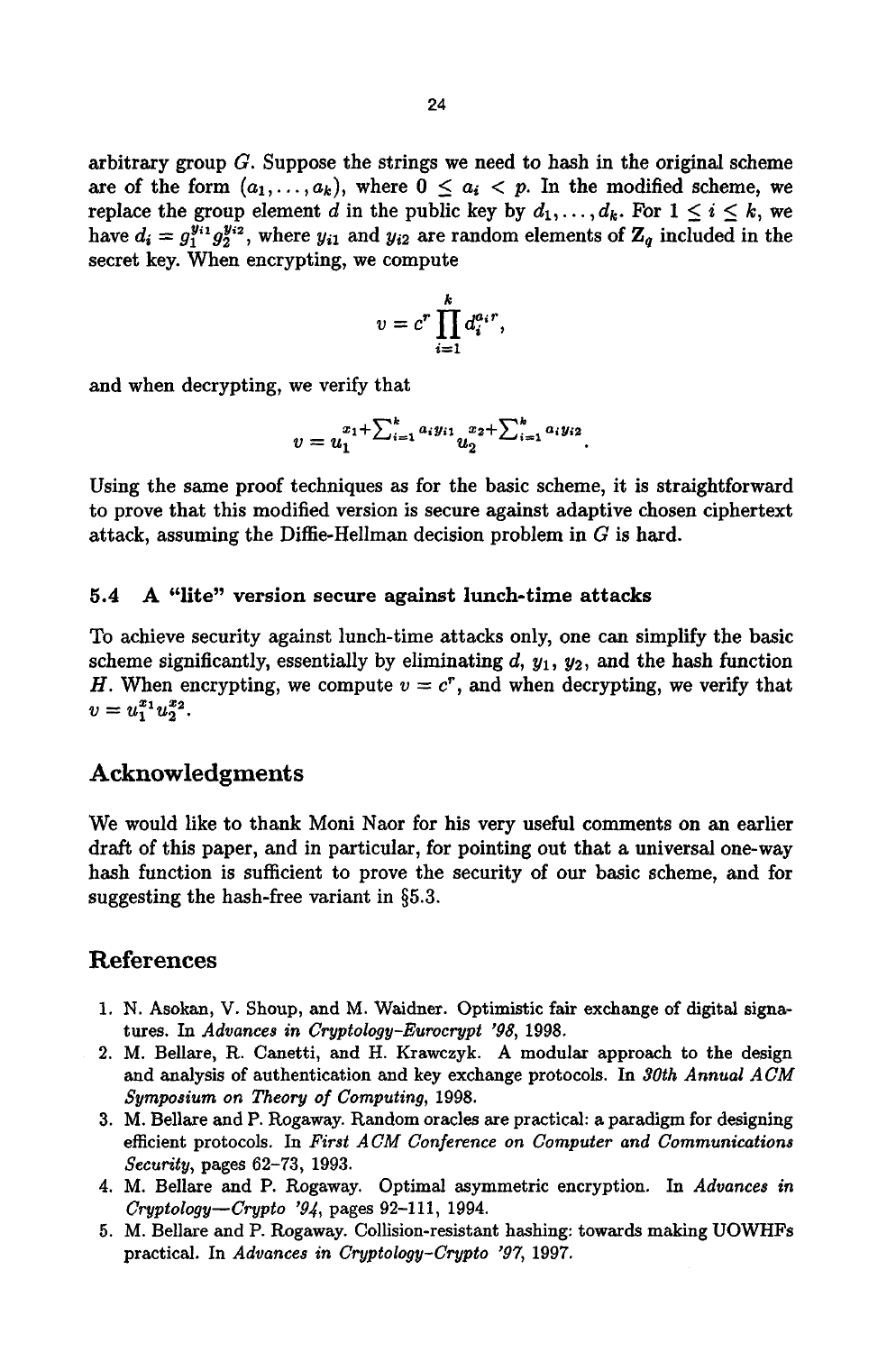arbitrary group $G$. Suppose the strings we need to hash in the original scheme are of the form $(a_1, \ldots, a_k)$, where $0 \leq a_i < p$. In the modified scheme, we replace the group element $d$ in the public key by $d_1, \ldots, d_k$. For $1 \leq i \leq k$, we have $d_i = g_1^{y_{i1}} g_2^{y_{i2}}$, where $y_{i1}$ and $y_{i2}$ are random elements of $\mathbf{Z}_q$ included in the secret key. When encrypting, we compute

$$v = c^r \prod_{i=1}^{k} d_i^{a_i r},$$

and when decrypting, we verify that

$$v = u_1^{x_1 + \sum_{i=1}^{k} a_i y_{i1}} u_2^{x_2 + \sum_{i=1}^{k} a_i y_{i2}}.$$

Using the same proof techniques as for the basic scheme, it is straightforward to prove that this modified version is secure against adaptive chosen ciphertext attack, assuming the Diffie-Hellman decision problem in $G$ is hard.

### 5.4 A "lite" version secure against lunch-time attacks

To achieve security against lunch-time attacks only, one can simplify the basic scheme significantly, essentially by eliminating $d$, $y_1$, $y_2$, and the hash function $H$. When encrypting, we compute $v = c^r$, and when decrypting, we verify that $v = u_1^{x_1} u_2^{x_2}$.

## Acknowledgments

We would like to thank Moni Naor for his very useful comments on an earlier draft of this paper, and in particular, for pointing out that a universal one-way hash function is sufficient to prove the security of our basic scheme, and for suggesting the hash-free variant in §5.3.

## References

1. N. Asokan, V. Shoup, and M. Waidner. Optimistic fair exchange of digital signatures. In *Advances in Cryptology-Eurocrypt '98*, 1998.
2. M. Bellare, R. Canetti, and H. Krawczyk. A modular approach to the design and analysis of authentication and key exchange protocols. In *30th Annual ACM Symposium on Theory of Computing*, 1998.
3. M. Bellare and P. Rogaway. Random oracles are practical: a paradigm for designing efficient protocols. In *First ACM Conference on Computer and Communications Security*, pages 62–73, 1993.
4. M. Bellare and P. Rogaway. Optimal asymmetric encryption. In *Advances in Cryptology—Crypto '94*, pages 92–111, 1994.
5. M. Bellare and P. Rogaway. Collision-resistant hashing: towards making UOWHFs practical. In *Advances in Cryptology-Crypto '97*, 1997.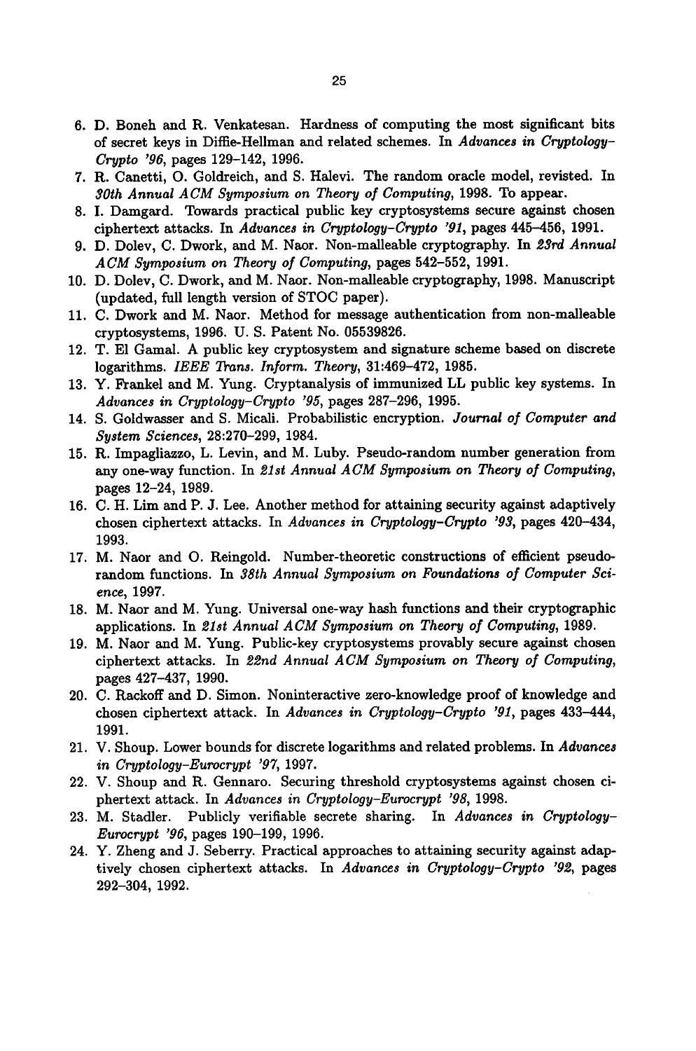6. D. Boneh and R. Venkatesan. Hardness of computing the most significant bits of secret keys in Diffie-Hellman and related schemes. In *Advances in Cryptology–Crypto '96*, pages 129–142, 1996.
7. R. Canetti, O. Goldreich, and S. Halevi. The random oracle model, revisted. In *30th Annual ACM Symposium on Theory of Computing*, 1998. To appear.
8. I. Damgard. Towards practical public key cryptosystems secure against chosen ciphertext attacks. In *Advances in Cryptology–Crypto '91*, pages 445–456, 1991.
9. D. Dolev, C. Dwork, and M. Naor. Non-malleable cryptography. In *23rd Annual ACM Symposium on Theory of Computing*, pages 542–552, 1991.
10. D. Dolev, C. Dwork, and M. Naor. Non-malleable cryptography, 1998. Manuscript (updated, full length version of STOC paper).
11. C. Dwork and M. Naor. Method for message authentication from non-malleable cryptosystems, 1996. U. S. Patent No. 05539826.
12. T. El Gamal. A public key cryptosystem and signature scheme based on discrete logarithms. *IEEE Trans. Inform. Theory*, 31:469–472, 1985.
13. Y. Frankel and M. Yung. Cryptanalysis of immunized LL public key systems. In *Advances in Cryptology–Crypto '95*, pages 287–296, 1995.
14. S. Goldwasser and S. Micali. Probabilistic encryption. *Journal of Computer and System Sciences*, 28:270–299, 1984.
15. R. Impagliazzo, L. Levin, and M. Luby. Pseudo-random number generation from any one-way function. In *21st Annual ACM Symposium on Theory of Computing*, pages 12–24, 1989.
16. C. H. Lim and P. J. Lee. Another method for attaining security against adaptively chosen ciphertext attacks. In *Advances in Cryptology–Crypto '93*, pages 420–434, 1993.
17. M. Naor and O. Reingold. Number-theoretic constructions of efficient pseudo-random functions. In *38th Annual Symposium on Foundations of Computer Science*, 1997.
18. M. Naor and M. Yung. Universal one-way hash functions and their cryptographic applications. In *21st Annual ACM Symposium on Theory of Computing*, 1989.
19. M. Naor and M. Yung. Public-key cryptosystems provably secure against chosen ciphertext attacks. In *22nd Annual ACM Symposium on Theory of Computing*, pages 427–437, 1990.
20. C. Rackoff and D. Simon. Noninteractive zero-knowledge proof of knowledge and chosen ciphertext attack. In *Advances in Cryptology–Crypto '91*, pages 433–444, 1991.
21. V. Shoup. Lower bounds for discrete logarithms and related problems. In *Advances in Cryptology–Eurocrypt '97*, 1997.
22. V. Shoup and R. Gennaro. Securing threshold cryptosystems against chosen ciphertext attack. In *Advances in Cryptology–Eurocrypt '98*, 1998.
23. M. Stadler. Publicly verifiable secrete sharing. In *Advances in Cryptology–Eurocrypt '96*, pages 190–199, 1996.
24. Y. Zheng and J. Seberry. Practical approaches to attaining security against adaptively chosen ciphertext attacks. In *Advances in Cryptology–Crypto '92*, pages 292–304, 1992.